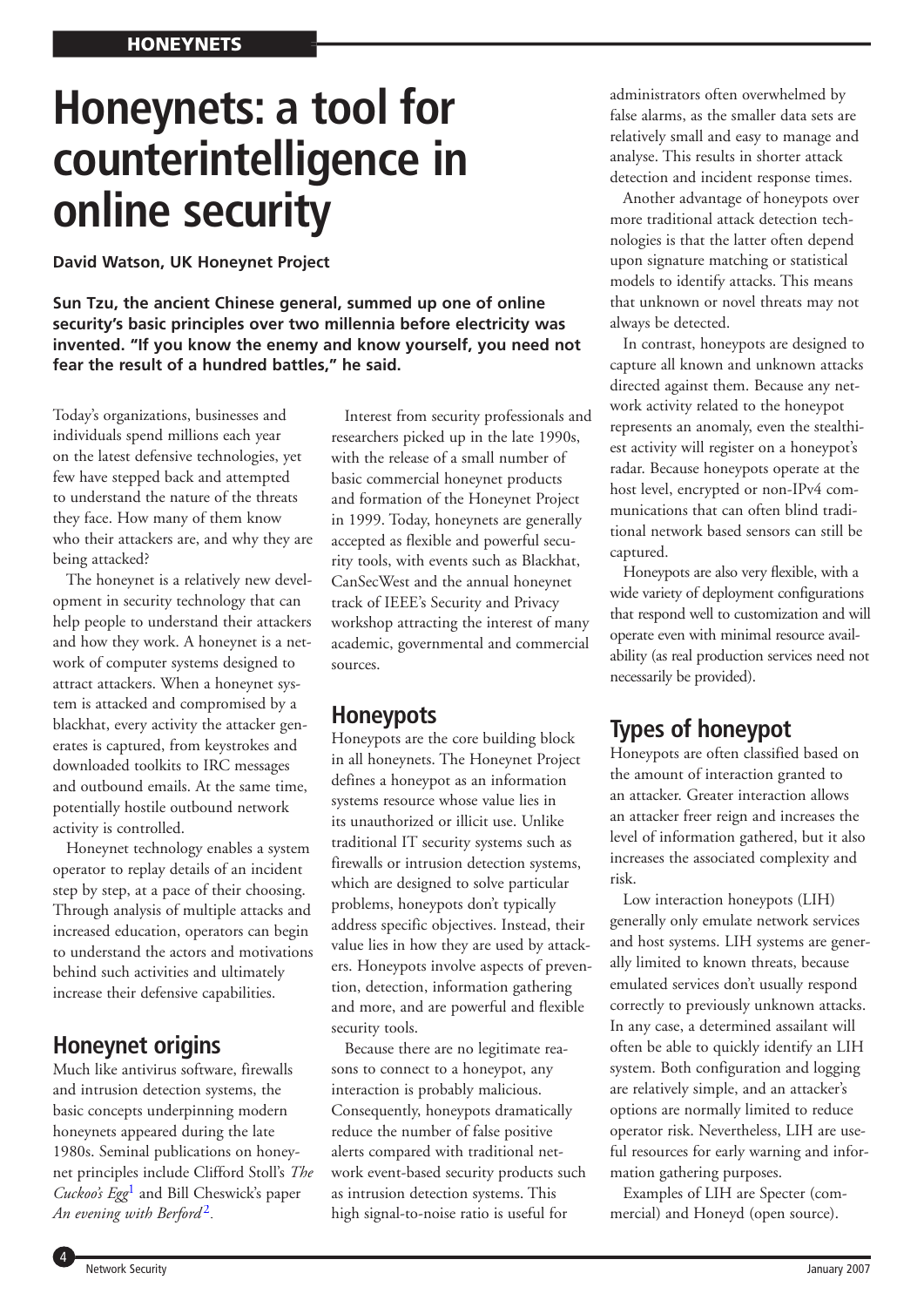# Honeynets: a tool for counterintelligence in online security

**David Watson, UK Honeynet Project**

**Sun Tzu, the ancient Chinese general, summed up one of online security's basic principles over two millennia before electricity was invented. "If you know the enemy and know yourself, you need not fear the result of a hundred battles," he said.**

Today's organizations, businesses and individuals spend millions each year on the latest defensive technologies, yet few have stepped back and attempted to understand the nature of the threats they face. How many of them know who their attackers are, and why they are being attacked?

The honeynet is a relatively new development in security technology that can help people to understand their attackers and how they work. A honeynet is a network of computer systems designed to attract attackers. When a honeynet system is attacked and compromised by a blackhat, every activity the attacker generates is captured, from keystrokes and downloaded toolkits to IRC messages and outbound emails. At the same time, potentially hostile outbound network activity is controlled.

Honeynet technology enables a system operator to replay details of an incident step by step, at a pace of their choosing. Through analysis of multiple attacks and increased education, operators can begin to understand the actors and motivations behind such activities and ultimately increase their defensive capabilities.

## Honeynet origins

Much like antivirus software, firewalls and intrusion detection systems, the basic concepts underpinning modern honeynets appeared during the late 1980s. Seminal publications on honeynet principles include Clifford Stoll's *The Cuckoo's Egg*[1] and Bill Cheswick's paper *An evening with Berford*[2].

Interest from security professionals and researchers picked up in the late 1990s, with the release of a small number of basic commercial honeynet products and formation of the Honeynet Project in 1999. Today, honeynets are generally accepted as flexible and powerful security tools, with events such as Blackhat, CanSecWest and the annual honeynet track of IEEE's Security and Privacy workshop attracting the interest of many academic, governmental and commercial sources.

## Honeypots

Honeypots are the core building block in all honeynets. The Honeynet Project defines a honeypot as an information systems resource whose value lies in its unauthorized or illicit use. Unlike traditional IT security systems such as firewalls or intrusion detection systems, which are designed to solve particular problems, honeypots don't typically address specific objectives. Instead, their value lies in how they are used by attackers. Honeypots involve aspects of prevention, detection, information gathering and more, and are powerful and flexible security tools.

Because there are no legitimate reasons to connect to a honeypot, any interaction is probably malicious. Consequently, honeypots dramatically reduce the number of false positive alerts compared with traditional network event-based security products such as intrusion detection systems. This high signal-to-noise ratio is useful for administrators often overwhelmed by false alarms, as the smaller data sets are relatively small and easy to manage and analyse. This results in shorter attack detection and incident response times.

Another advantage of honeypots over more traditional attack detection technologies is that the latter often depend upon signature matching or statistical models to identify attacks. This means that unknown or novel threats may not always be detected.

In contrast, honeypots are designed to capture all known and unknown attacks directed against them. Because any network activity related to the honeypot represents an anomaly, even the stealthiest activity will register on a honeypot's radar. Because honeypots operate at the host level, encrypted or non-IPv4 communications that can often blind traditional network based sensors can still be captured.

Honeypots are also very flexible, with a wide variety of deployment configurations that respond well to customization and will operate even with minimal resource availability (as real production services need not necessarily be provided).

## Types of honeypot

Honeypots are often classified based on the amount of interaction granted to an attacker. Greater interaction allows an attacker freer reign and increases the level of information gathered, but it also increases the associated complexity and risk.

Low interaction honeypots (LIH) generally only emulate network services and host systems. LIH systems are generally limited to known threats, because emulated services don't usually respond correctly to previously unknown attacks. In any case, a determined assailant will often be able to quickly identify an LIH system. Both configuration and logging are relatively simple, and an attacker's options are normally limited to reduce operator risk. Nevertheless, LIH are useful resources for early warning and information gathering purposes.

Examples of LIH are Specter (commercial) and Honeyd (open source).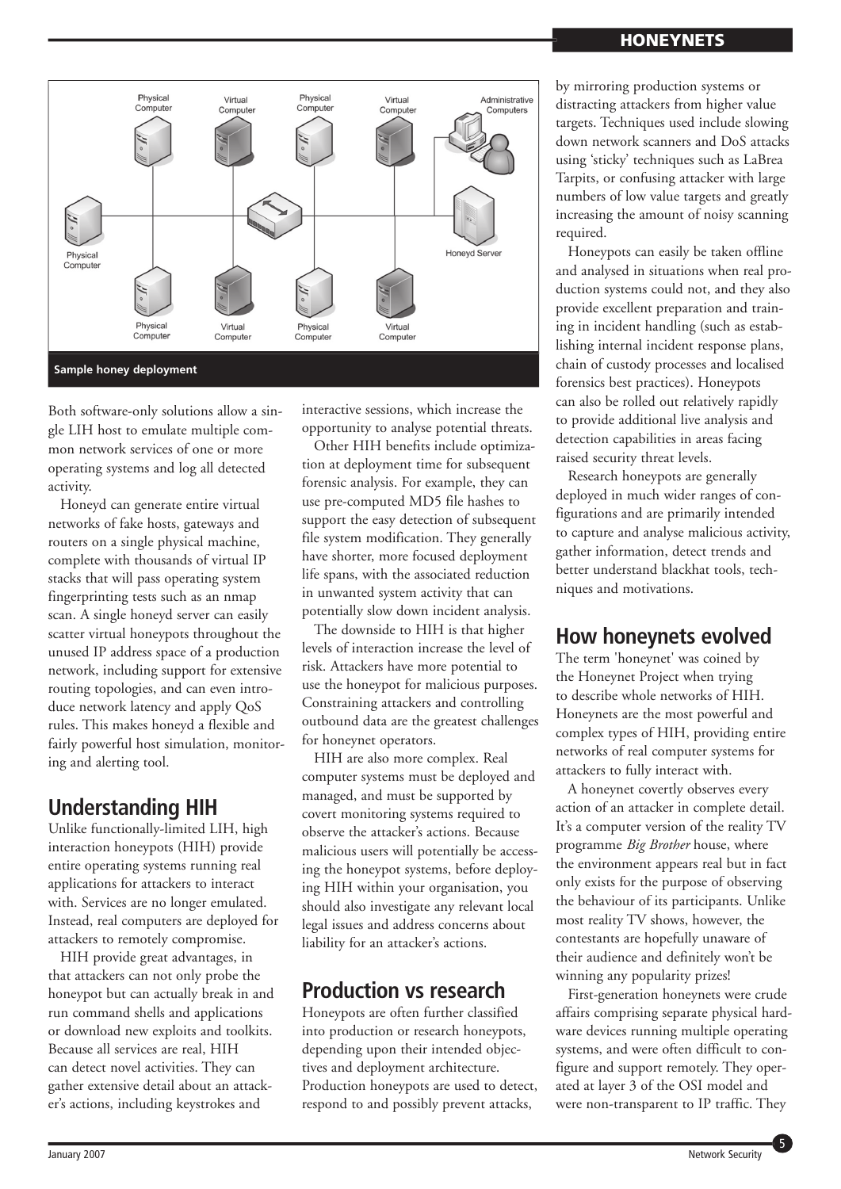Physical Computer
Virtual Computer
Physical Computer
Virtual Computer
Administrative Computers
Physical Computer
Honeyd Server
Physical Computer
Virtual Computer
Physical Computer
Virtual Computer

Sample honey deployment

Both software-only solutions allow a single LIH host to emulate multiple common network services of one or more operating systems and log all detected activity.

Honeyd can generate entire virtual networks of fake hosts, gateways and routers on a single physical machine, complete with thousands of virtual IP stacks that will pass operating system fingerprinting tests such as an nmap scan. A single honeyd server can easily scatter virtual honeypots throughout the unused IP address space of a production network, including support for extensive routing topologies, and can even introduce network latency and apply QoS rules. This makes honeyd a flexible and fairly powerful host simulation, monitoring and alerting tool.

## Understanding HIH

Unlike functionally-limited LIH, high interaction honeypots (HIH) provide entire operating systems running real applications for attackers to interact with. Services are no longer emulated. Instead, real computers are deployed for attackers to remotely compromise.

HIH provide great advantages, in that attackers can not only probe the honeypot but can actually break in and run command shells and applications or download new exploits and toolkits. Because all services are real, HIH can detect novel activities. They can gather extensive detail about an attacker's actions, including keystrokes and interactive sessions, which increase the opportunity to analyse potential threats.

Other HIH benefits include optimization at deployment time for subsequent forensic analysis. For example, they can use pre-computed MD5 file hashes to support the easy detection of subsequent file system modification. They generally have shorter, more focused deployment life spans, with the associated reduction in unwanted system activity that can potentially slow down incident analysis.

The downside to HIH is that higher levels of interaction increase the level of risk. Attackers have more potential to use the honeypot for malicious purposes. Constraining attackers and controlling outbound data are the greatest challenges for honeynet operators.

HIH are also more complex. Real computer systems must be deployed and managed, and must be supported by covert monitoring systems required to observe the attacker's actions. Because malicious users will potentially be accessing the honeypot systems, before deploying HIH within your organisation, you should also investigate any relevant local legal issues and address concerns about liability for an attacker's actions.

## Production vs research

Honeypots are often further classified into production or research honeypots, depending upon their intended objectives and deployment architecture. Production honeypots are used to detect, respond to and possibly prevent attacks, by mirroring production systems or distracting attackers from higher value targets. Techniques used include slowing down network scanners and DoS attacks using 'sticky' techniques such as LaBrea Tarpits, or confusing attacker with large numbers of low value targets and greatly increasing the amount of noisy scanning required.

Honeypots can easily be taken offline and analysed in situations when real production systems could not, and they also provide excellent preparation and training in incident handling (such as establishing internal incident response plans, chain of custody processes and localised forensics best practices). Honeypots can also be rolled out relatively rapidly to provide additional live analysis and detection capabilities in areas facing raised security threat levels.

Research honeypots are generally deployed in much wider ranges of configurations and are primarily intended to capture and analyse malicious activity, gather information, detect trends and better understand blackhat tools, techniques and motivations.

## How honeynets evolved

The term 'honeynet' was coined by the Honeynet Project when trying to describe whole networks of HIH. Honeynets are the most powerful and complex types of HIH, providing entire networks of real computer systems for attackers to fully interact with.

A honeynet covertly observes every action of an attacker in complete detail. It's a computer version of the reality TV programme *Big Brother* house, where the environment appears real but in fact only exists for the purpose of observing the behaviour of its participants. Unlike most reality TV shows, however, the contestants are hopefully unaware of their audience and definitely won't be winning any popularity prizes!

First-generation honeynets were crude affairs comprising separate physical hardware devices running multiple operating systems, and were often difficult to configure and support remotely. They operated at layer 3 of the OSI model and were non-transparent to IP traffic. They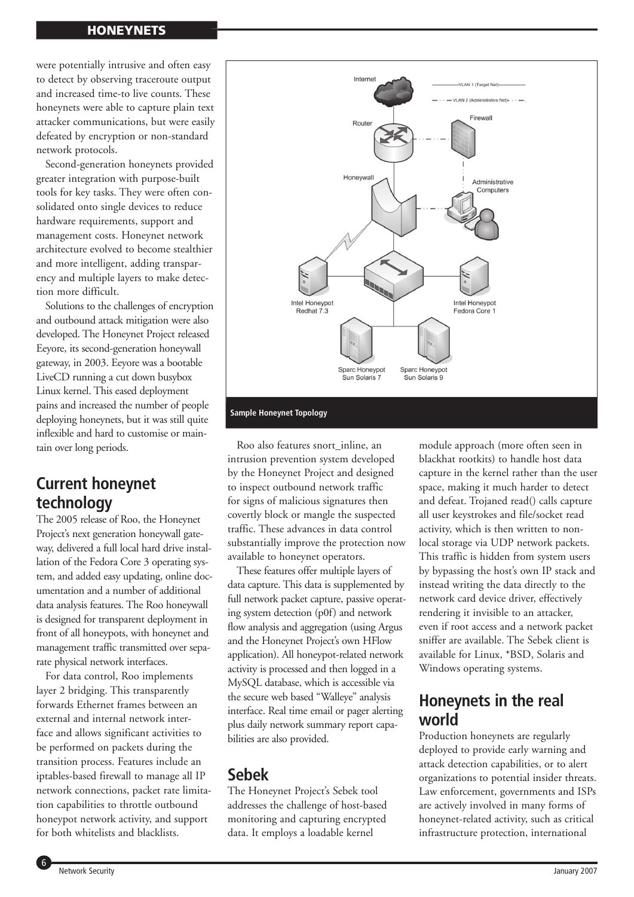were potentially intrusive and often easy to detect by observing traceroute output and increased time-to live counts. These honeynets were able to capture plain text attacker communications, but were easily defeated by encryption or non-standard network protocols.

Second-generation honeynets provided greater integration with purpose-built tools for key tasks. They were often consolidated onto single devices to reduce hardware requirements, support and management costs. Honeynet network architecture evolved to become stealthier and more intelligent, adding transparency and multiple layers to make detection more difficult.

Solutions to the challenges of encryption and outbound attack mitigation were also developed. The Honeynet Project released Eeyore, its second-generation honeywall gateway, in 2003. Eeyore was a bootable LiveCD running a cut down busybox Linux kernel. This eased deployment pains and increased the number of people deploying honeynets, but it was still quite inflexible and hard to customise or maintain over long periods.

Internet

VLAN 1 (Target Net)

VLAN 2 (Administrative Net)

Router

Firewall

Honeywall

Administrative Computers

Intel Honeypot Redhat 7.3

Intel Honeypot Fedora Core 1

Sparc Honeypot Sun Solaris 7

Sparc Honeypot Sun Solaris 9

**Sample Honeynet Topology**

## Current honeynet technology

The 2005 release of Roo, the Honeynet Project's next generation honeywall gateway, delivered a full local hard drive installation of the Fedora Core 3 operating system, and added easy updating, online documentation and a number of additional data analysis features. The Roo honeywall is designed for transparent deployment in front of all honeypots, with honeynet and management traffic transmitted over separate physical network interfaces.

For data control, Roo implements layer 2 bridging. This transparently forwards Ethernet frames between an external and internal network interface and allows significant activities to be performed on packets during the transition process. Features include an iptables-based firewall to manage all IP network connections, packet rate limitation capabilities to throttle outbound honeypot network activity, and support for both whitelists and blacklists.

Roo also features snort_inline, an intrusion prevention system developed by the Honeynet Project and designed to inspect outbound network traffic for signs of malicious signatures then covertly block or mangle the suspected traffic. These advances in data control substantially improve the protection now available to honeynet operators.

These features offer multiple layers of data capture. This data is supplemented by full network packet capture, passive operating system detection (p0f) and network flow analysis and aggregation (using Argus and the Honeynet Project's own HFlow application). All honeypot-related network activity is processed and then logged in a MySQL database, which is accessible via the secure web based "Walleye" analysis interface. Real time email or pager alerting plus daily network summary report capabilities are also provided.

## Sebek

The Honeynet Project's Sebek tool addresses the challenge of host-based monitoring and capturing encrypted data. It employs a loadable kernel module approach (more often seen in blackhat rootkits) to handle host data capture in the kernel rather than the user space, making it much harder to detect and defeat. Trojaned read() calls capture all user keystrokes and file/socket read activity, which is then written to non-local storage via UDP network packets. This traffic is hidden from system users by bypassing the host's own IP stack and instead writing the data directly to the network card device driver, effectively rendering it invisible to an attacker, even if root access and a network packet sniffer are available. The Sebek client is available for Linux, *BSD, Solaris and Windows operating systems.

## Honeynets in the real world

Production honeynets are regularly deployed to provide early warning and attack detection capabilities, or to alert organizations to potential insider threats. Law enforcement, governments and ISPs are actively involved in many forms of honeynet-related activity, such as critical infrastructure protection, international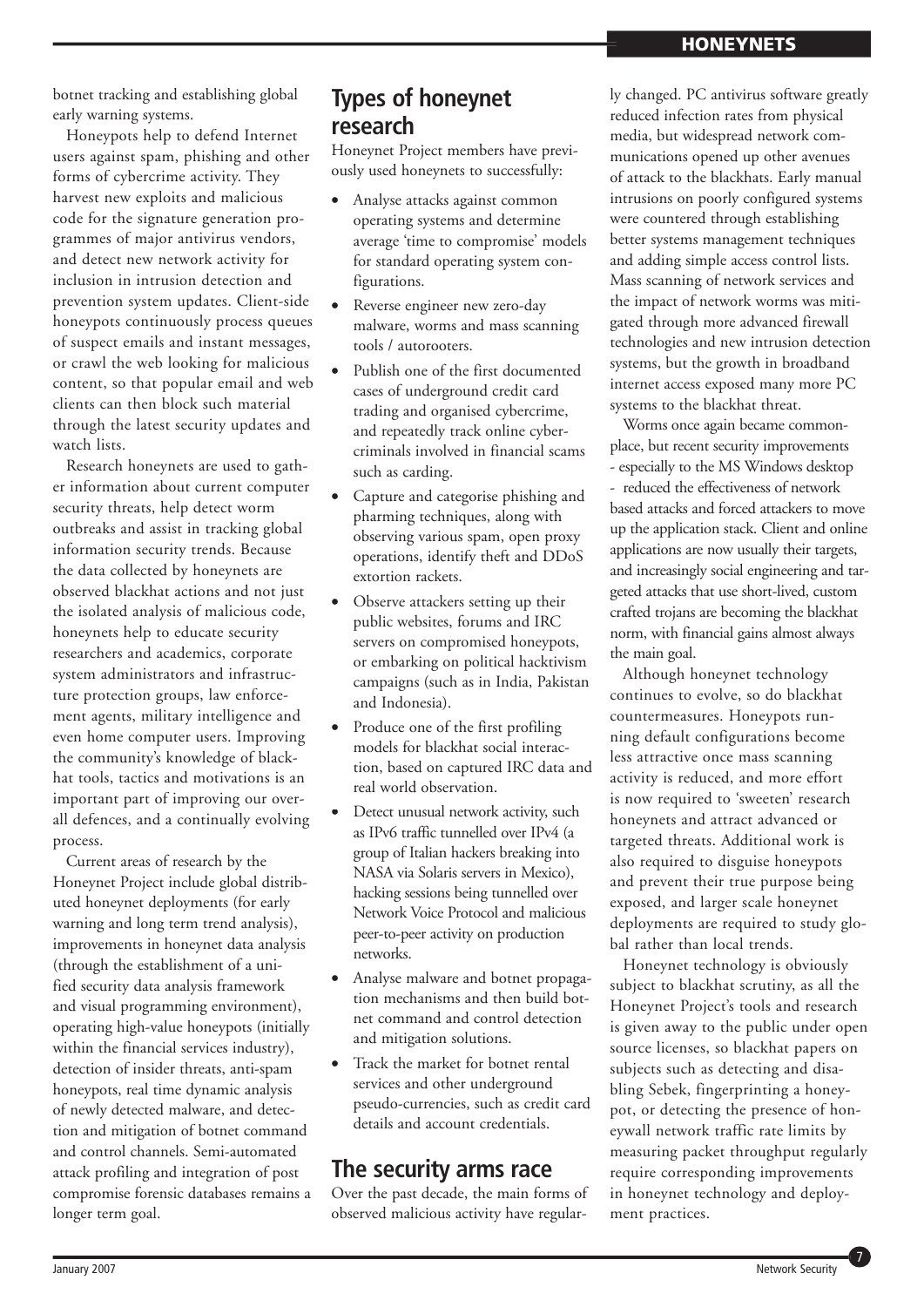botnet tracking and establishing global early warning systems.

Honeypots help to defend Internet users against spam, phishing and other forms of cybercrime activity. They harvest new exploits and malicious code for the signature generation programmes of major antivirus vendors, and detect new network activity for inclusion in intrusion detection and prevention system updates. Client-side honeypots continuously process queues of suspect emails and instant messages, or crawl the web looking for malicious content, so that popular email and web clients can then block such material through the latest security updates and watch lists.

Research honeynets are used to gather information about current computer security threats, help detect worm outbreaks and assist in tracking global information security trends. Because the data collected by honeynets are observed blackhat actions and not just the isolated analysis of malicious code, honeynets help to educate security researchers and academics, corporate system administrators and infrastructure protection groups, law enforcement agents, military intelligence and even home computer users. Improving the community's knowledge of blackhat tools, tactics and motivations is an important part of improving our overall defences, and a continually evolving process.

Current areas of research by the Honeynet Project include global distributed honeynet deployments (for early warning and long term trend analysis), improvements in honeynet data analysis (through the establishment of a unified security data analysis framework and visual programming environment), operating high-value honeypots (initially within the financial services industry), detection of insider threats, anti-spam honeypots, real time dynamic analysis of newly detected malware, and detection and mitigation of botnet command and control channels. Semi-automated attack profiling and integration of post compromise forensic databases remains a longer term goal.

## Types of honeynet research

Honeynet Project members have previously used honeynets to successfully:

- Analyse attacks against common operating systems and determine average 'time to compromise' models for standard operating system configurations.
- Reverse engineer new zero-day malware, worms and mass scanning tools / autorooters.
- Publish one of the first documented cases of underground credit card trading and organised cybercrime, and repeatedly track online cybercriminals involved in financial scams such as carding.
- Capture and categorise phishing and pharming techniques, along with observing various spam, open proxy operations, identify theft and DDoS extortion rackets.
- Observe attackers setting up their public websites, forums and IRC servers on compromised honeypots, or embarking on political hacktivism campaigns (such as in India, Pakistan and Indonesia).
- Produce one of the first profiling models for blackhat social interaction, based on captured IRC data and real world observation.
- Detect unusual network activity, such as IPv6 traffic tunnelled over IPv4 (a group of Italian hackers breaking into NASA via Solaris servers in Mexico), hacking sessions being tunnelled over Network Voice Protocol and malicious peer-to-peer activity on production networks.
- Analyse malware and botnet propagation mechanisms and then build botnet command and control detection and mitigation solutions.
- Track the market for botnet rental services and other underground pseudo-currencies, such as credit card details and account credentials.

## The security arms race

Over the past decade, the main forms of observed malicious activity have regularly changed. PC antivirus software greatly reduced infection rates from physical media, but widespread network communications opened up other avenues of attack to the blackhats. Early manual intrusions on poorly configured systems were countered through establishing better systems management techniques and adding simple access control lists. Mass scanning of network services and the impact of network worms was mitigated through more advanced firewall technologies and new intrusion detection systems, but the growth in broadband internet access exposed many more PC systems to the blackhat threat.

Worms once again became commonplace, but recent security improvements - especially to the MS Windows desktop - reduced the effectiveness of network based attacks and forced attackers to move up the application stack. Client and online applications are now usually their targets, and increasingly social engineering and targeted attacks that use short-lived, custom crafted trojans are becoming the blackhat norm, with financial gains almost always the main goal.

Although honeynet technology continues to evolve, so do blackhat countermeasures. Honeypots running default configurations become less attractive once mass scanning activity is reduced, and more effort is now required to 'sweeten' research honeynets and attract advanced or targeted threats. Additional work is also required to disguise honeypots and prevent their true purpose being exposed, and larger scale honeynet deployments are required to study global rather than local trends.

Honeynet technology is obviously subject to blackhat scrutiny, as all the Honeynet Project's tools and research is given away to the public under open source licenses, so blackhat papers on subjects such as detecting and disabling Sebek, fingerprinting a honeypot, or detecting the presence of honeywall network traffic rate limits by measuring packet throughput regularly require corresponding improvements in honeynet technology and deployment practices.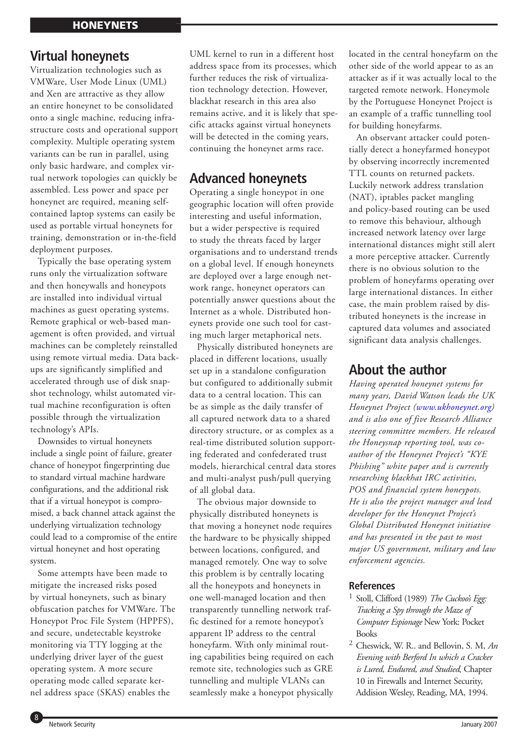## Virtual honeynets

Virtualization technologies such as VMWare, User Mode Linux (UML) and Xen are attractive as they allow an entire honeynet to be consolidated onto a single machine, reducing infrastructure costs and operational support complexity. Multiple operating system variants can be run in parallel, using only basic hardware, and complex virtual network topologies can quickly be assembled. Less power and space per honeynet are required, meaning self-contained laptop systems can easily be used as portable virtual honeynets for training, demonstration or in-the-field deployment purposes.

Typically the base operating system runs only the virtualization software and then honeywalls and honeypots are installed into individual virtual machines as guest operating systems. Remote graphical or web-based management is often provided, and virtual machines can be completely reinstalled using remote virtual media. Data backups are significantly simplified and accelerated through use of disk snapshot technology, whilst automated virtual machine reconfiguration is often possible through the virtualization technology's APIs.

Downsides to virtual honeynets include a single point of failure, greater chance of honeypot fingerprinting due to standard virtual machine hardware configurations, and the additional risk that if a virtual honeypot is compromised, a back channel attack against the underlying virtualization technology could lead to a compromise of the entire virtual honeynet and host operating system.

Some attempts have been made to mitigate the increased risks posed by virtual honeynets, such as binary obfuscation patches for VMWare. The Honeypot Proc File System (HPPFS), and secure, undetectable keystroke monitoring via TTY logging at the underlying driver layer of the guest operating system. A more secure operating mode called separate kernel address space (SKAS) enables the UML kernel to run in a different host address space from its processes, which further reduces the risk of virtualization technology detection. However, blackhat research in this area also remains active, and it is likely that specific attacks against virtual honeynets will be detected in the coming years, continuing the honeynet arms race.

## Advanced honeynets

Operating a single honeypot in one geographic location will often provide interesting and useful information, but a wider perspective is required to study the threats faced by larger organisations and to understand trends on a global level. If enough honeynets are deployed over a large enough network range, honeynet operators can potentially answer questions about the Internet as a whole. Distributed honeynets provide one such tool for casting much larger metaphorical nets.

Physically distributed honeynets are placed in different locations, usually set up in a standalone configuration but configured to additionally submit data to a central location. This can be as simple as the daily transfer of all captured network data to a shared directory structure, or as complex as a real-time distributed solution supporting federated and confederated trust models, hierarchical central data stores and multi-analyst push/pull querying of all global data.

The obvious major downside to physically distributed honeynets is that moving a honeynet node requires the hardware to be physically shipped between locations, configured, and managed remotely. One way to solve this problem is by centrally locating all the honeypots and honeynets in one well-managed location and then transparently tunnelling network traffic destined for a remote honeypot's apparent IP address to the central honeyfarm. With only minimal routing capabilities being required on each remote site, technologies such as GRE tunnelling and multiple VLANs can seamlessly make a honeypot physically located in the central honeyfarm on the other side of the world appear to as an attacker as if it was actually local to the targeted remote network. Honeymole by the Portuguese Honeynet Project is an example of a traffic tunnelling tool for building honeyfarms.

An observant attacker could potentially detect a honeyfarmed honeypot by observing incorrectly incremented TTL counts on returned packets. Luckily network address translation (NAT), iptables packet mangling and policy-based routing can be used to remove this behaviour, although increased network latency over large international distances might still alert a more perceptive attacker. Currently there is no obvious solution to the problem of honeyfarms operating over large international distances. In either case, the main problem raised by distributed honeynets is the increase in captured data volumes and associated significant data analysis challenges.

## About the author

*Having operated honeynet systems for many years, David Watson leads the UK Honeynet Project (www.ukhoneynet.org) and is also one of five Research Alliance steering committee members. He released the Honeysnap reporting tool, was co-author of the Honeynet Project's "KYE Phishing" white paper and is currently researching blackhat IRC activities, POS and financial system honeypots. He is also the project manager and lead developer for the Honeynet Project's Global Distributed Honeynet initiative and has presented in the past to most major US government, military and law enforcement agencies.*

### References

1. Stoll, Clifford (1989) *The Cuckoo's Egg: Tracking a Spy through the Maze of Computer Espionage* New York: Pocket Books
2. Cheswick, W. R.. and Bellovin, S. M, *An Evening with Berford In which a Cracker is Lured, Endured, and Studied*, Chapter 10 in Firewalls and Internet Security, Addision Wesley, Reading, MA, 1994.